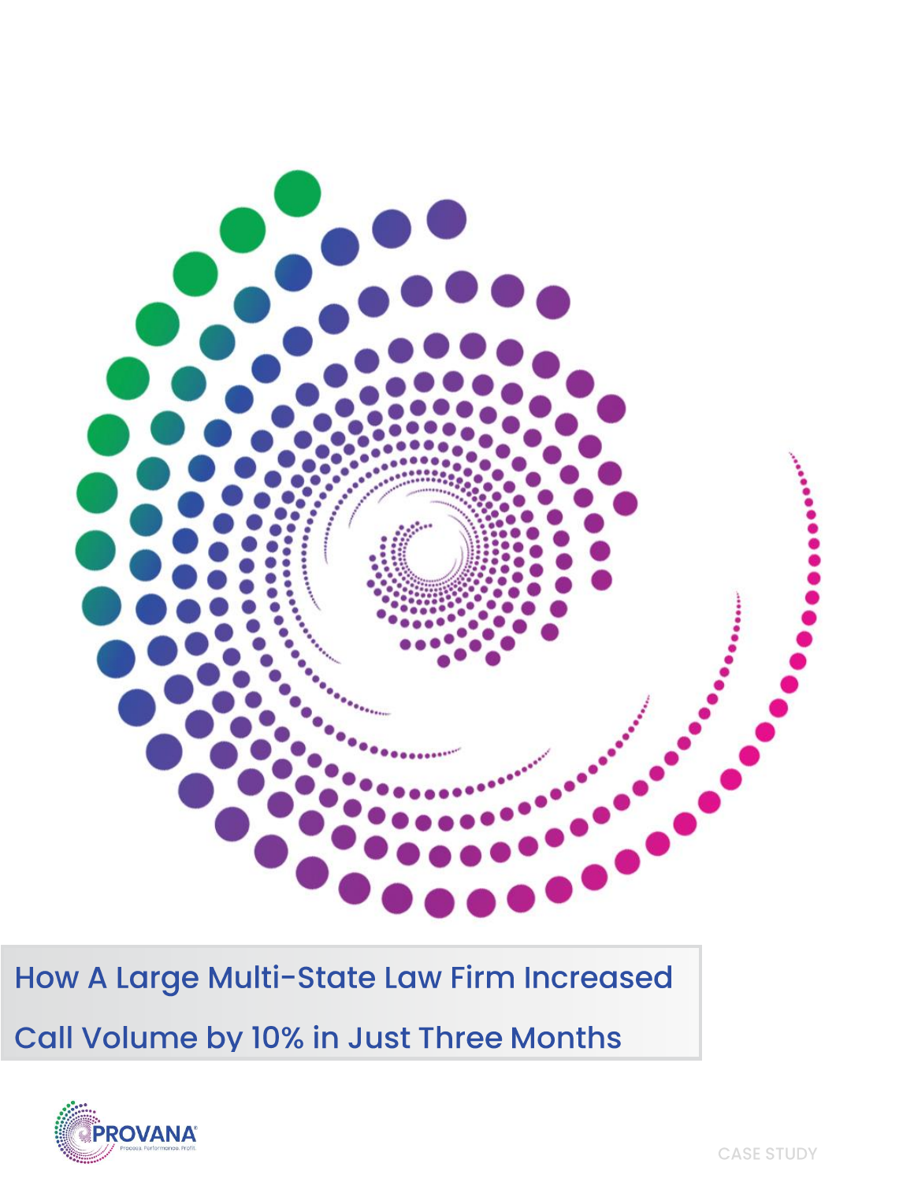# How A Large Multi-State Law Firm Increased Call Volume by 10% in Just Three Months

PROVANA

Process. Performance. Profit.

CASE STUDY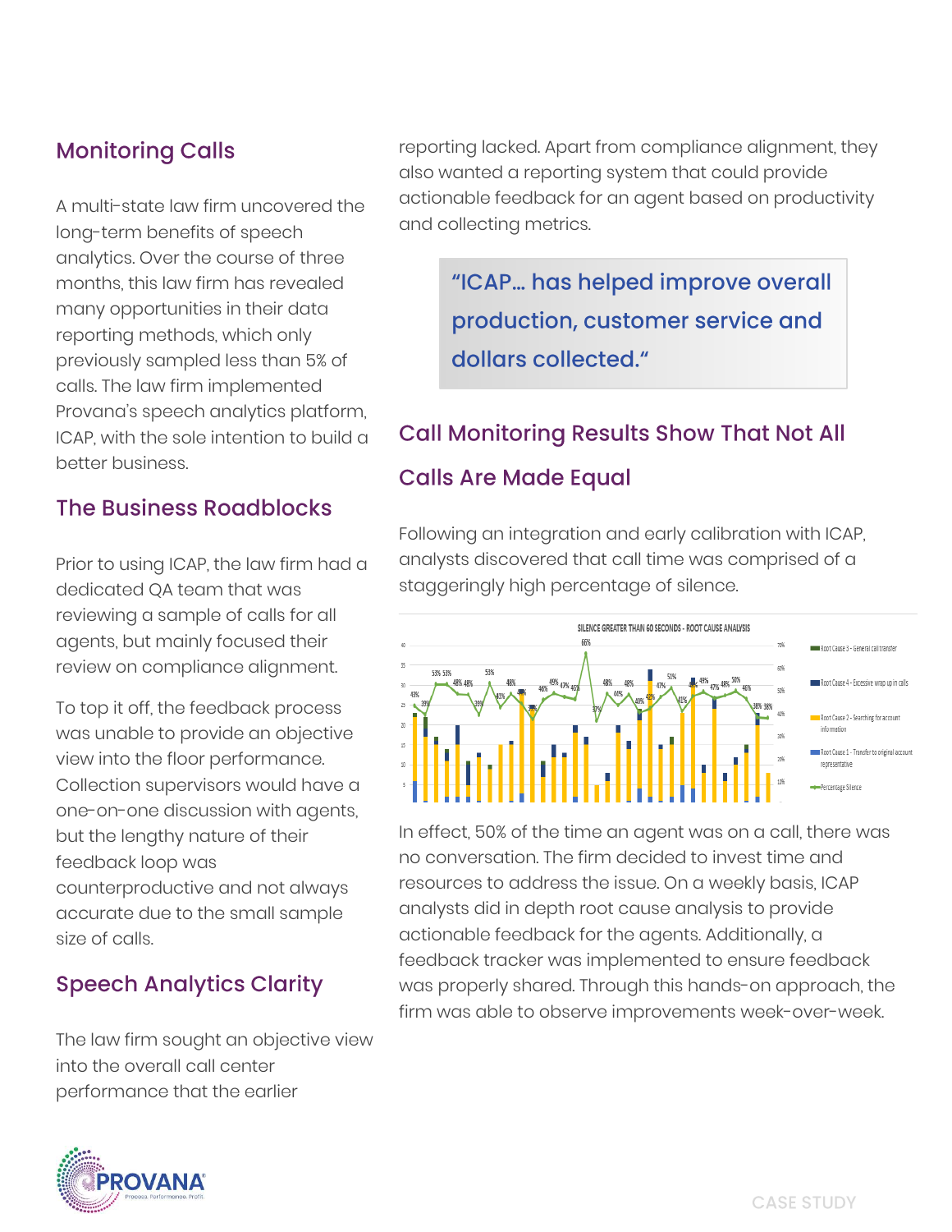## Monitoring Calls

A multi-state law firm uncovered the long-term benefits of speech analytics. Over the course of three months, this law firm has revealed many opportunities in their data reporting methods, which only previously sampled less than 5% of calls. The law firm implemented Provana's speech analytics platform, ICAP, with the sole intention to build a better business.

## The Business Roadblocks

Prior to using ICAP, the law firm had a dedicated QA team that was reviewing a sample of calls for all agents, but mainly focused their review on compliance alignment.

To top it off, the feedback process was unable to provide an objective view into the floor performance. Collection supervisors would have a one-on-one discussion with agents, but the lengthy nature of their feedback loop was counterproductive and not always accurate due to the small sample size of calls.

## Speech Analytics Clarity

The law firm sought an objective view into the overall call center performance that the earlier reporting lacked. Apart from compliance alignment, they also wanted a reporting system that could provide actionable feedback for an agent based on productivity and collecting metrics.

> "ICAP... has helped improve overall production, customer service and dollars collected."

## Call Monitoring Results Show That Not All Calls Are Made Equal

Following an integration and early calibration with ICAP, analysts discovered that call time was comprised of a staggeringly high percentage of silence.

SILENCE GREATER THAN 60 SECONDS - ROOT CAUSE ANALYSIS

Legend: Root Cause 3 - General call transfer; Root Cause 4 - Excessive wrap up in calls; Root Cause 2 - Searching for account information; Root Cause 1 - Transfer to original account representative; Percentage Silence

In effect, 50% of the time an agent was on a call, there was no conversation. The firm decided to invest time and resources to address the issue. On a weekly basis, ICAP analysts did in depth root cause analysis to provide actionable feedback for the agents. Additionally, a feedback tracker was implemented to ensure feedback was properly shared. Through this hands-on approach, the firm was able to observe improvements week-over-week.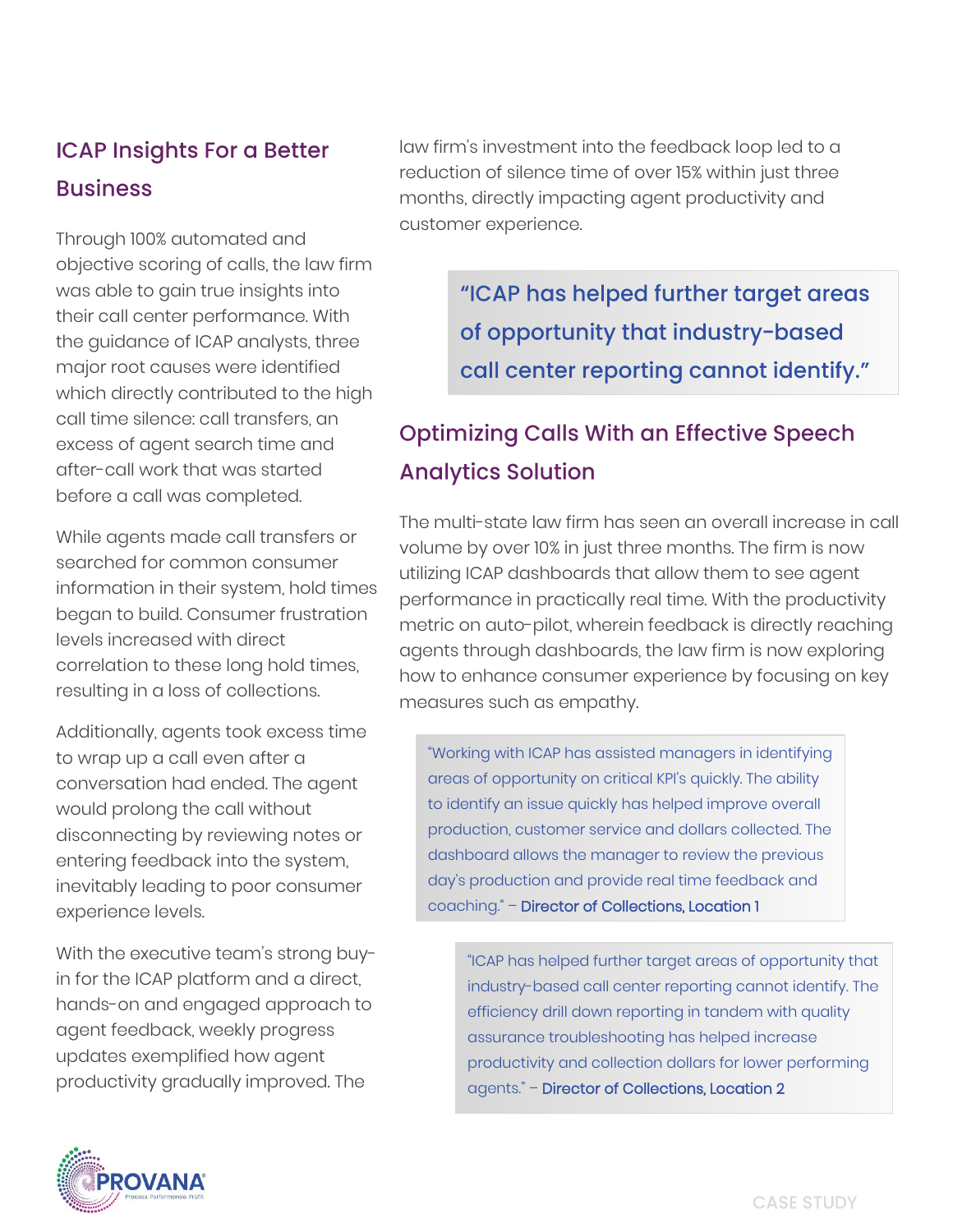## ICAP Insights For a Better Business

Through 100% automated and objective scoring of calls, the law firm was able to gain true insights into their call center performance. With the guidance of ICAP analysts, three major root causes were identified which directly contributed to the high call time silence: call transfers, an excess of agent search time and after-call work that was started before a call was completed.

While agents made call transfers or searched for common consumer information in their system, hold times began to build. Consumer frustration levels increased with direct correlation to these long hold times, resulting in a loss of collections.

Additionally, agents took excess time to wrap up a call even after a conversation had ended. The agent would prolong the call without disconnecting by reviewing notes or entering feedback into the system, inevitably leading to poor consumer experience levels.

With the executive team's strong buy-in for the ICAP platform and a direct, hands-on and engaged approach to agent feedback, weekly progress updates exemplified how agent productivity gradually improved. The law firm's investment into the feedback loop led to a reduction of silence time of over 15% within just three months, directly impacting agent productivity and customer experience.

> "ICAP has helped further target areas of opportunity that industry-based call center reporting cannot identify."

## Optimizing Calls With an Effective Speech Analytics Solution

The multi-state law firm has seen an overall increase in call volume by over 10% in just three months. The firm is now utilizing ICAP dashboards that allow them to see agent performance in practically real time. With the productivity metric on auto-pilot, wherein feedback is directly reaching agents through dashboards, the law firm is now exploring how to enhance consumer experience by focusing on key measures such as empathy.

> "Working with ICAP has assisted managers in identifying areas of opportunity on critical KPI's quickly. The ability to identify an issue quickly has helped improve overall production, customer service and dollars collected. The dashboard allows the manager to review the previous day's production and provide real time feedback and coaching." – **Director of Collections, Location 1**

> "ICAP has helped further target areas of opportunity that industry-based call center reporting cannot identify. The efficiency drill down reporting in tandem with quality assurance troubleshooting has helped increase productivity and collection dollars for lower performing agents." – **Director of Collections, Location 2**